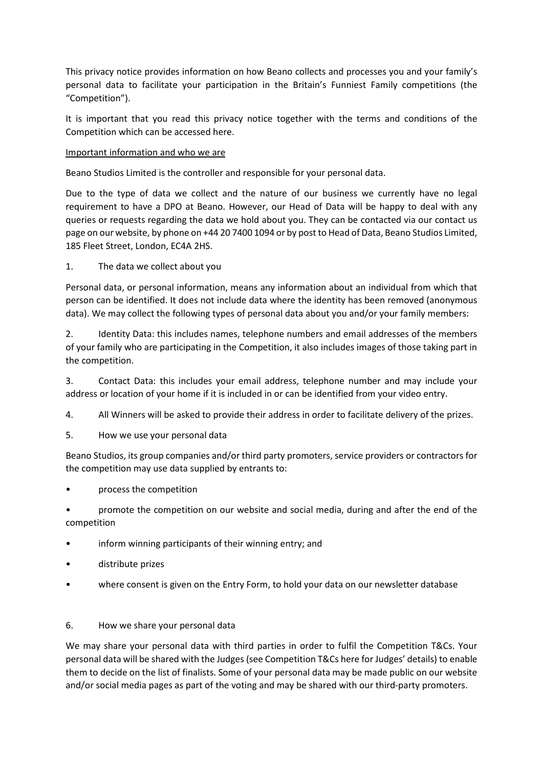This privacy notice provides information on how Beano collects and processes you and your family's personal data to facilitate your participation in the Britain's Funniest Family competitions (the "Competition").

It is important that you read this privacy notice together with the terms and conditions of the Competition which can be accessed here.

Important information and who we are

Beano Studios Limited is the controller and responsible for your personal data.

Due to the type of data we collect and the nature of our business we currently have no legal requirement to have a DPO at Beano. However, our Head of Data will be happy to deal with any queries or requests regarding the data we hold about you. They can be contacted via our contact us page on our website, by phone on +44 20 7400 1094 or by post to Head of Data, Beano Studios Limited, 185 Fleet Street, London, EC4A 2HS.

1. The data we collect about you

Personal data, or personal information, means any information about an individual from which that person can be identified. It does not include data where the identity has been removed (anonymous data). We may collect the following types of personal data about you and/or your family members:

2. Identity Data: this includes names, telephone numbers and email addresses of the members of your family who are participating in the Competition, it also includes images of those taking part in the competition.

3. Contact Data: this includes your email address, telephone number and may include your address or location of your home if it is included in or can be identified from your video entry.

4. All Winners will be asked to provide their address in order to facilitate delivery of the prizes.

5. How we use your personal data

Beano Studios, its group companies and/or third party promoters, service providers or contractors for the competition may use data supplied by entrants to:

- process the competition
- promote the competition on our website and social media, during and after the end of the competition
- inform winning participants of their winning entry; and
- distribute prizes
- where consent is given on the Entry Form, to hold your data on our newsletter database

6. How we share your personal data

We may share your personal data with third parties in order to fulfil the Competition T&Cs. Your personal data will be shared with the Judges (see Competition T&Cs here for Judges' details) to enable them to decide on the list of finalists. Some of your personal data may be made public on our website and/or social media pages as part of the voting and may be shared with our third-party promoters.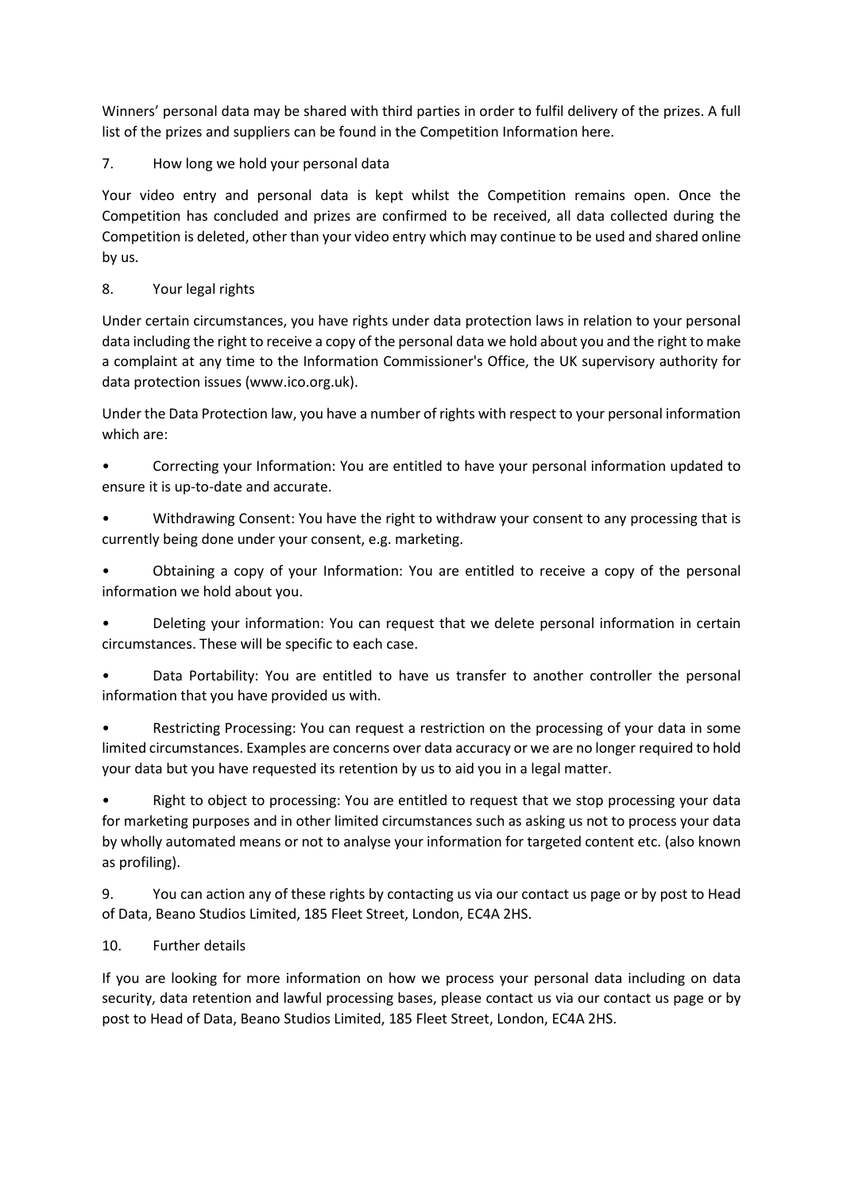Winners' personal data may be shared with third parties in order to fulfil delivery of the prizes. A full list of the prizes and suppliers can be found in the Competition Information here.

## 7. How long we hold your personal data

Your video entry and personal data is kept whilst the Competition remains open. Once the Competition has concluded and prizes are confirmed to be received, all data collected during the Competition is deleted, other than your video entry which may continue to be used and shared online by us.

## 8. Your legal rights

Under certain circumstances, you have rights under data protection laws in relation to your personal data including the right to receive a copy of the personal data we hold about you and the right to make a complaint at any time to the Information Commissioner's Office, the UK supervisory authority for data protection issues (www.ico.org.uk).

Under the Data Protection law, you have a number of rights with respect to your personal information which are:

- Correcting your Information: You are entitled to have your personal information updated to ensure it is up-to-date and accurate.
- Withdrawing Consent: You have the right to withdraw your consent to any processing that is currently being done under your consent, e.g. marketing.
- Obtaining a copy of your Information: You are entitled to receive a copy of the personal information we hold about you.
- Deleting your information: You can request that we delete personal information in certain circumstances. These will be specific to each case.
- Data Portability: You are entitled to have us transfer to another controller the personal information that you have provided us with.
- Restricting Processing: You can request a restriction on the processing of your data in some limited circumstances. Examples are concerns over data accuracy or we are no longer required to hold your data but you have requested its retention by us to aid you in a legal matter.
- Right to object to processing: You are entitled to request that we stop processing your data for marketing purposes and in other limited circumstances such as asking us not to process your data by wholly automated means or not to analyse your information for targeted content etc. (also known as profiling).

9. You can action any of these rights by contacting us via our contact us page or by post to Head of Data, Beano Studios Limited, 185 Fleet Street, London, EC4A 2HS.

## 10. Further details

If you are looking for more information on how we process your personal data including on data security, data retention and lawful processing bases, please contact us via our contact us page or by post to Head of Data, Beano Studios Limited, 185 Fleet Street, London, EC4A 2HS.